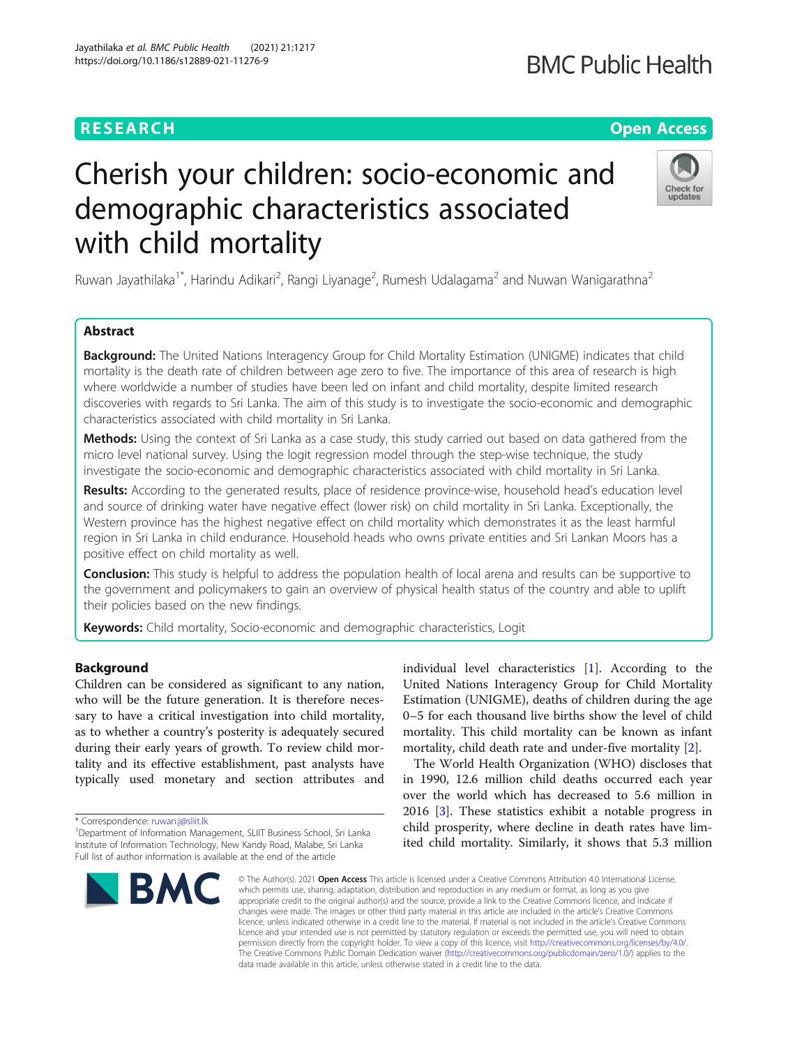# Cherish your children: socio-economic and demographic characteristics associated with child mortality

Ruwan Jayathilaka[1*], Harindu Adikari[2], Rangi Liyanage[2], Rumesh Udalagama[2] and Nuwan Wanigarathna[2]

## Abstract

**Background:** The United Nations Interagency Group for Child Mortality Estimation (UNIGME) indicates that child mortality is the death rate of children between age zero to five. The importance of this area of research is high where worldwide a number of studies have been led on infant and child mortality, despite limited research discoveries with regards to Sri Lanka. The aim of this study is to investigate the socio-economic and demographic characteristics associated with child mortality in Sri Lanka.

**Methods:** Using the context of Sri Lanka as a case study, this study carried out based on data gathered from the micro level national survey. Using the logit regression model through the step-wise technique, the study investigate the socio-economic and demographic characteristics associated with child mortality in Sri Lanka.

**Results:** According to the generated results, place of residence province-wise, household head's education level and source of drinking water have negative effect (lower risk) on child mortality in Sri Lanka. Exceptionally, the Western province has the highest negative effect on child mortality which demonstrates it as the least harmful region in Sri Lanka in child endurance. Household heads who owns private entities and Sri Lankan Moors has a positive effect on child mortality as well.

**Conclusion:** This study is helpful to address the population health of local arena and results can be supportive to the government and policymakers to gain an overview of physical health status of the country and able to uplift their policies based on the new findings.

**Keywords:** Child mortality, Socio-economic and demographic characteristics, Logit

## Background

Children can be considered as significant to any nation, who will be the future generation. It is therefore necessary to have a critical investigation into child mortality, as to whether a country's posterity is adequately secured during their early years of growth. To review child mortality and its effective establishment, past analysts have typically used monetary and section attributes and individual level characteristics [1]. According to the United Nations Interagency Group for Child Mortality Estimation (UNIGME), deaths of children during the age 0–5 for each thousand live births show the level of child mortality. This child mortality can be known as infant mortality, child death rate and under-five mortality [2].

The World Health Organization (WHO) discloses that in 1990, 12.6 million child deaths occurred each year over the world which has decreased to 5.6 million in 2016 [3]. These statistics exhibit a notable progress in child prosperity, where decline in death rates have limited child mortality. Similarly, it shows that 5.3 million

\* Correspondence: ruwan.j@sliit.lk
[1]Department of Information Management, SLIIT Business School, Sri Lanka Institute of Information Technology, New Kandy Road, Malabe, Sri Lanka
Full list of author information is available at the end of the article

© The Author(s). 2021 **Open Access** This article is licensed under a Creative Commons Attribution 4.0 International License, which permits use, sharing, adaptation, distribution and reproduction in any medium or format, as long as you give appropriate credit to the original author(s) and the source, provide a link to the Creative Commons licence, and indicate if changes were made. The images or other third party material in this article are included in the article's Creative Commons licence, unless indicated otherwise in a credit line to the material. If material is not included in the article's Creative Commons licence and your intended use is not permitted by statutory regulation or exceeds the permitted use, you will need to obtain permission directly from the copyright holder. To view a copy of this licence, visit http://creativecommons.org/licenses/by/4.0/. The Creative Commons Public Domain Dedication waiver (http://creativecommons.org/publicdomain/zero/1.0/) applies to the data made available in this article, unless otherwise stated in a credit line to the data.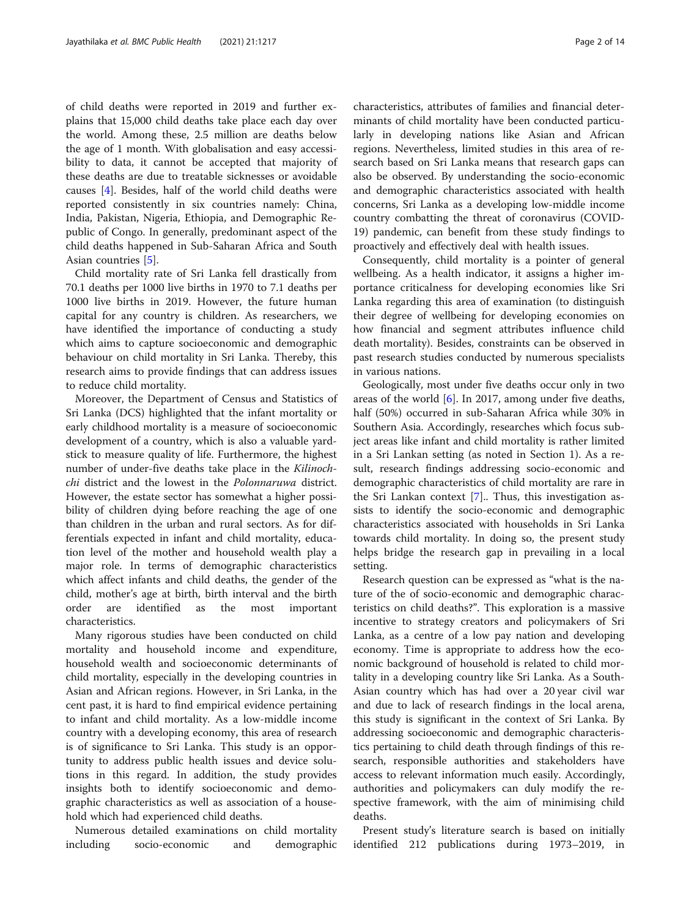of child deaths were reported in 2019 and further explains that 15,000 child deaths take place each day over the world. Among these, 2.5 million are deaths below the age of 1 month. With globalisation and easy accessibility to data, it cannot be accepted that majority of these deaths are due to treatable sicknesses or avoidable causes [4]. Besides, half of the world child deaths were reported consistently in six countries namely: China, India, Pakistan, Nigeria, Ethiopia, and Demographic Republic of Congo. In generally, predominant aspect of the child deaths happened in Sub-Saharan Africa and South Asian countries [5].

Child mortality rate of Sri Lanka fell drastically from 70.1 deaths per 1000 live births in 1970 to 7.1 deaths per 1000 live births in 2019. However, the future human capital for any country is children. As researchers, we have identified the importance of conducting a study which aims to capture socioeconomic and demographic behaviour on child mortality in Sri Lanka. Thereby, this research aims to provide findings that can address issues to reduce child mortality.

Moreover, the Department of Census and Statistics of Sri Lanka (DCS) highlighted that the infant mortality or early childhood mortality is a measure of socioeconomic development of a country, which is also a valuable yardstick to measure quality of life. Furthermore, the highest number of under-five deaths take place in the *Kilinochchi* district and the lowest in the *Polonnaruwa* district. However, the estate sector has somewhat a higher possibility of children dying before reaching the age of one than children in the urban and rural sectors. As for differentials expected in infant and child mortality, education level of the mother and household wealth play a major role. In terms of demographic characteristics which affect infants and child deaths, the gender of the child, mother's age at birth, birth interval and the birth order are identified as the most important characteristics.

Many rigorous studies have been conducted on child mortality and household income and expenditure, household wealth and socioeconomic determinants of child mortality, especially in the developing countries in Asian and African regions. However, in Sri Lanka, in the cent past, it is hard to find empirical evidence pertaining to infant and child mortality. As a low-middle income country with a developing economy, this area of research is of significance to Sri Lanka. This study is an opportunity to address public health issues and device solutions in this regard. In addition, the study provides insights both to identify socioeconomic and demographic characteristics as well as association of a household which had experienced child deaths.

Numerous detailed examinations on child mortality including socio-economic and demographic characteristics, attributes of families and financial determinants of child mortality have been conducted particularly in developing nations like Asian and African regions. Nevertheless, limited studies in this area of research based on Sri Lanka means that research gaps can also be observed. By understanding the socio-economic and demographic characteristics associated with health concerns, Sri Lanka as a developing low-middle income country combatting the threat of coronavirus (COVID-19) pandemic, can benefit from these study findings to proactively and effectively deal with health issues.

Consequently, child mortality is a pointer of general wellbeing. As a health indicator, it assigns a higher importance criticalness for developing economies like Sri Lanka regarding this area of examination (to distinguish their degree of wellbeing for developing economies on how financial and segment attributes influence child death mortality). Besides, constraints can be observed in past research studies conducted by numerous specialists in various nations.

Geologically, most under five deaths occur only in two areas of the world [6]. In 2017, among under five deaths, half (50%) occurred in sub-Saharan Africa while 30% in Southern Asia. Accordingly, researches which focus subject areas like infant and child mortality is rather limited in a Sri Lankan setting (as noted in Section 1). As a result, research findings addressing socio-economic and demographic characteristics of child mortality are rare in the Sri Lankan context [7].. Thus, this investigation assists to identify the socio-economic and demographic characteristics associated with households in Sri Lanka towards child mortality. In doing so, the present study helps bridge the research gap in prevailing in a local setting.

Research question can be expressed as "what is the nature of the of socio-economic and demographic characteristics on child deaths?". This exploration is a massive incentive to strategy creators and policymakers of Sri Lanka, as a centre of a low pay nation and developing economy. Time is appropriate to address how the economic background of household is related to child mortality in a developing country like Sri Lanka. As a South-Asian country which has had over a 20 year civil war and due to lack of research findings in the local arena, this study is significant in the context of Sri Lanka. By addressing socioeconomic and demographic characteristics pertaining to child death through findings of this research, responsible authorities and stakeholders have access to relevant information much easily. Accordingly, authorities and policymakers can duly modify the respective framework, with the aim of minimising child deaths.

Present study's literature search is based on initially identified 212 publications during 1973–2019, in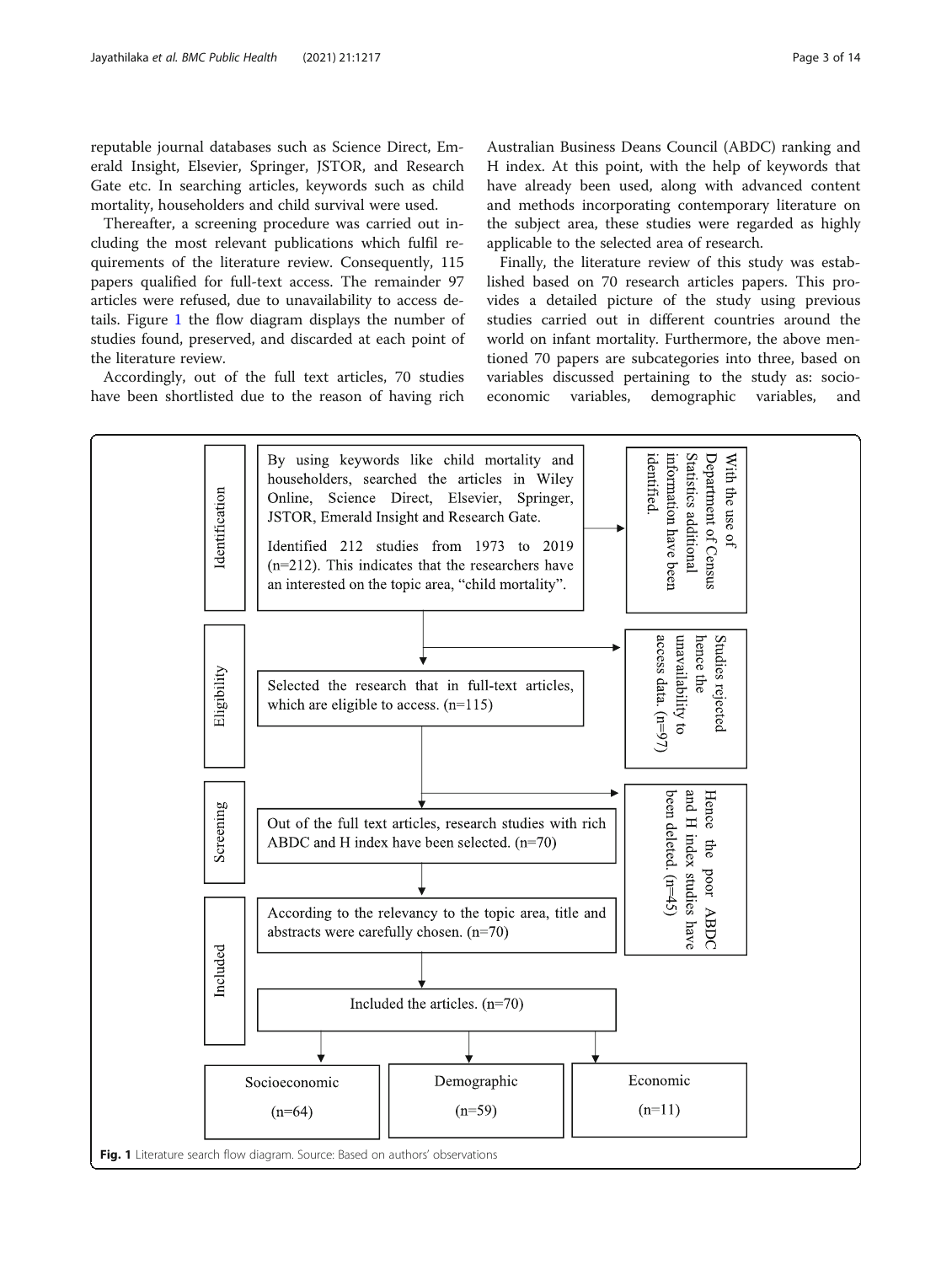reputable journal databases such as Science Direct, Emerald Insight, Elsevier, Springer, JSTOR, and Research Gate etc. In searching articles, keywords such as child mortality, householders and child survival were used.

Thereafter, a screening procedure was carried out including the most relevant publications which fulfil requirements of the literature review. Consequently, 115 papers qualified for full-text access. The remainder 97 articles were refused, due to unavailability to access details. Figure 1 the flow diagram displays the number of studies found, preserved, and discarded at each point of the literature review.

Accordingly, out of the full text articles, 70 studies have been shortlisted due to the reason of having rich Australian Business Deans Council (ABDC) ranking and H index. At this point, with the help of keywords that have already been used, along with advanced content and methods incorporating contemporary literature on the subject area, these studies were regarded as highly applicable to the selected area of research.

Finally, the literature review of this study was established based on 70 research articles papers. This provides a detailed picture of the study using previous studies carried out in different countries around the world on infant mortality. Furthermore, the above mentioned 70 papers are subcategories into three, based on variables discussed pertaining to the study as: socio-economic variables, demographic variables, and

**Identification**

By using keywords like child mortality and householders, searched the articles in Wiley Online, Science Direct, Elsevier, Springer, JSTOR, Emerald Insight and Research Gate.

Identified 212 studies from 1973 to 2019 (n=212). This indicates that the researchers have an interested on the topic area, "child mortality".

→ With the use of Department of Census Statistics additional information have been identified.

**Eligibility**

Selected the research that in full-text articles, which are eligible to access. (n=115)

→ Studies rejected hence the unavailability to access data. (n=97)

**Screening**

Out of the full text articles, research studies with rich ABDC and H index have been selected. (n=70)

→ Hence the poor ABDC and H index studies have been deleted. (n=45)

**Included**

According to the relevancy to the topic area, title and abstracts were carefully chosen. (n=70)

Included the articles. (n=70)

Socioeconomic (n=64) | Demographic (n=59) | Economic (n=11)

**Fig. 1** Literature search flow diagram. Source: Based on authors' observations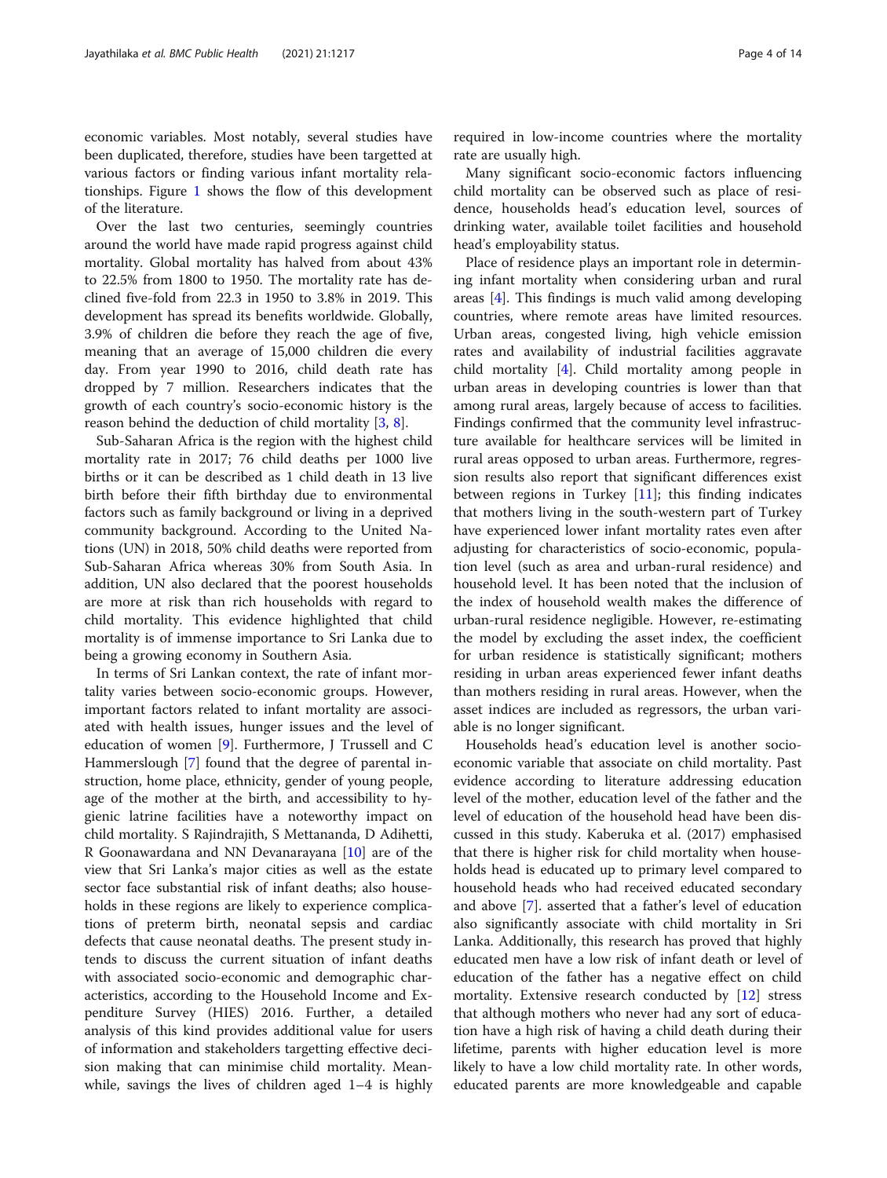economic variables. Most notably, several studies have been duplicated, therefore, studies have been targetted at various factors or finding various infant mortality relationships. Figure 1 shows the flow of this development of the literature.

Over the last two centuries, seemingly countries around the world have made rapid progress against child mortality. Global mortality has halved from about 43% to 22.5% from 1800 to 1950. The mortality rate has declined five-fold from 22.3 in 1950 to 3.8% in 2019. This development has spread its benefits worldwide. Globally, 3.9% of children die before they reach the age of five, meaning that an average of 15,000 children die every day. From year 1990 to 2016, child death rate has dropped by 7 million. Researchers indicates that the growth of each country's socio-economic history is the reason behind the deduction of child mortality [3, 8].

Sub-Saharan Africa is the region with the highest child mortality rate in 2017; 76 child deaths per 1000 live births or it can be described as 1 child death in 13 live birth before their fifth birthday due to environmental factors such as family background or living in a deprived community background. According to the United Nations (UN) in 2018, 50% child deaths were reported from Sub-Saharan Africa whereas 30% from South Asia. In addition, UN also declared that the poorest households are more at risk than rich households with regard to child mortality. This evidence highlighted that child mortality is of immense importance to Sri Lanka due to being a growing economy in Southern Asia.

In terms of Sri Lankan context, the rate of infant mortality varies between socio-economic groups. However, important factors related to infant mortality are associated with health issues, hunger issues and the level of education of women [9]. Furthermore, J Trussell and C Hammerslough [7] found that the degree of parental instruction, home place, ethnicity, gender of young people, age of the mother at the birth, and accessibility to hygienic latrine facilities have a noteworthy impact on child mortality. S Rajindrajith, S Mettananda, D Adihetti, R Goonawardana and NN Devanarayana [10] are of the view that Sri Lanka's major cities as well as the estate sector face substantial risk of infant deaths; also households in these regions are likely to experience complications of preterm birth, neonatal sepsis and cardiac defects that cause neonatal deaths. The present study intends to discuss the current situation of infant deaths with associated socio-economic and demographic characteristics, according to the Household Income and Expenditure Survey (HIES) 2016. Further, a detailed analysis of this kind provides additional value for users of information and stakeholders targetting effective decision making that can minimise child mortality. Meanwhile, savings the lives of children aged 1–4 is highly required in low-income countries where the mortality rate are usually high.

Many significant socio-economic factors influencing child mortality can be observed such as place of residence, households head's education level, sources of drinking water, available toilet facilities and household head's employability status.

Place of residence plays an important role in determining infant mortality when considering urban and rural areas [4]. This findings is much valid among developing countries, where remote areas have limited resources. Urban areas, congested living, high vehicle emission rates and availability of industrial facilities aggravate child mortality [4]. Child mortality among people in urban areas in developing countries is lower than that among rural areas, largely because of access to facilities. Findings confirmed that the community level infrastructure available for healthcare services will be limited in rural areas opposed to urban areas. Furthermore, regression results also report that significant differences exist between regions in Turkey [11]; this finding indicates that mothers living in the south-western part of Turkey have experienced lower infant mortality rates even after adjusting for characteristics of socio-economic, population level (such as area and urban-rural residence) and household level. It has been noted that the inclusion of the index of household wealth makes the difference of urban-rural residence negligible. However, re-estimating the model by excluding the asset index, the coefficient for urban residence is statistically significant; mothers residing in urban areas experienced fewer infant deaths than mothers residing in rural areas. However, when the asset indices are included as regressors, the urban variable is no longer significant.

Households head's education level is another socio-economic variable that associate on child mortality. Past evidence according to literature addressing education level of the mother, education level of the father and the level of education of the household head have been discussed in this study. Kaberuka et al. (2017) emphasised that there is higher risk for child mortality when households head is educated up to primary level compared to household heads who had received educated secondary and above [7]. asserted that a father's level of education also significantly associate with child mortality in Sri Lanka. Additionally, this research has proved that highly educated men have a low risk of infant death or level of education of the father has a negative effect on child mortality. Extensive research conducted by [12] stress that although mothers who never had any sort of education have a high risk of having a child death during their lifetime, parents with higher education level is more likely to have a low child mortality rate. In other words, educated parents are more knowledgeable and capable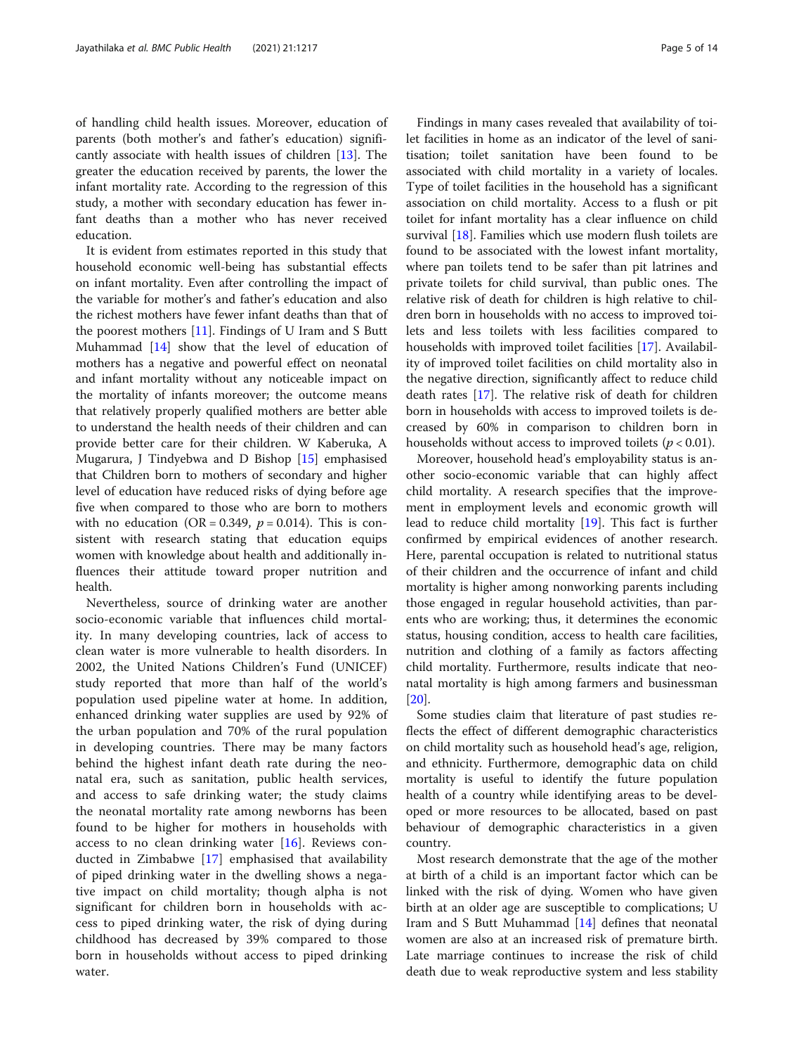of handling child health issues. Moreover, education of parents (both mother's and father's education) significantly associate with health issues of children [13]. The greater the education received by parents, the lower the infant mortality rate. According to the regression of this study, a mother with secondary education has fewer infant deaths than a mother who has never received education.

It is evident from estimates reported in this study that household economic well-being has substantial effects on infant mortality. Even after controlling the impact of the variable for mother's and father's education and also the richest mothers have fewer infant deaths than that of the poorest mothers [11]. Findings of U Iram and S Butt Muhammad [14] show that the level of education of mothers has a negative and powerful effect on neonatal and infant mortality without any noticeable impact on the mortality of infants moreover; the outcome means that relatively properly qualified mothers are better able to understand the health needs of their children and can provide better care for their children. W Kaberuka, A Mugarura, J Tindyebwa and D Bishop [15] emphasised that Children born to mothers of secondary and higher level of education have reduced risks of dying before age five when compared to those who are born to mothers with no education (OR = 0.349, $p = 0.014$). This is consistent with research stating that education equips women with knowledge about health and additionally influences their attitude toward proper nutrition and health.

Nevertheless, source of drinking water are another socio-economic variable that influences child mortality. In many developing countries, lack of access to clean water is more vulnerable to health disorders. In 2002, the United Nations Children's Fund (UNICEF) study reported that more than half of the world's population used pipeline water at home. In addition, enhanced drinking water supplies are used by 92% of the urban population and 70% of the rural population in developing countries. There may be many factors behind the highest infant death rate during the neonatal era, such as sanitation, public health services, and access to safe drinking water; the study claims the neonatal mortality rate among newborns has been found to be higher for mothers in households with access to no clean drinking water [16]. Reviews conducted in Zimbabwe [17] emphasised that availability of piped drinking water in the dwelling shows a negative impact on child mortality; though alpha is not significant for children born in households with access to piped drinking water, the risk of dying during childhood has decreased by 39% compared to those born in households without access to piped drinking water.

Findings in many cases revealed that availability of toilet facilities in home as an indicator of the level of sanitisation; toilet sanitation have been found to be associated with child mortality in a variety of locales. Type of toilet facilities in the household has a significant association on child mortality. Access to a flush or pit toilet for infant mortality has a clear influence on child survival [18]. Families which use modern flush toilets are found to be associated with the lowest infant mortality, where pan toilets tend to be safer than pit latrines and private toilets for child survival, than public ones. The relative risk of death for children is high relative to children born in households with no access to improved toilets and less toilets with less facilities compared to households with improved toilet facilities [17]. Availability of improved toilet facilities on child mortality also in the negative direction, significantly affect to reduce child death rates [17]. The relative risk of death for children born in households with access to improved toilets is decreased by 60% in comparison to children born in households without access to improved toilets ($p < 0.01$).

Moreover, household head's employability status is another socio-economic variable that can highly affect child mortality. A research specifies that the improvement in employment levels and economic growth will lead to reduce child mortality [19]. This fact is further confirmed by empirical evidences of another research. Here, parental occupation is related to nutritional status of their children and the occurrence of infant and child mortality is higher among nonworking parents including those engaged in regular household activities, than parents who are working; thus, it determines the economic status, housing condition, access to health care facilities, nutrition and clothing of a family as factors affecting child mortality. Furthermore, results indicate that neonatal mortality is high among farmers and businessman [20].

Some studies claim that literature of past studies reflects the effect of different demographic characteristics on child mortality such as household head's age, religion, and ethnicity. Furthermore, demographic data on child mortality is useful to identify the future population health of a country while identifying areas to be developed or more resources to be allocated, based on past behaviour of demographic characteristics in a given country.

Most research demonstrate that the age of the mother at birth of a child is an important factor which can be linked with the risk of dying. Women who have given birth at an older age are susceptible to complications; U Iram and S Butt Muhammad [14] defines that neonatal women are also at an increased risk of premature birth. Late marriage continues to increase the risk of child death due to weak reproductive system and less stability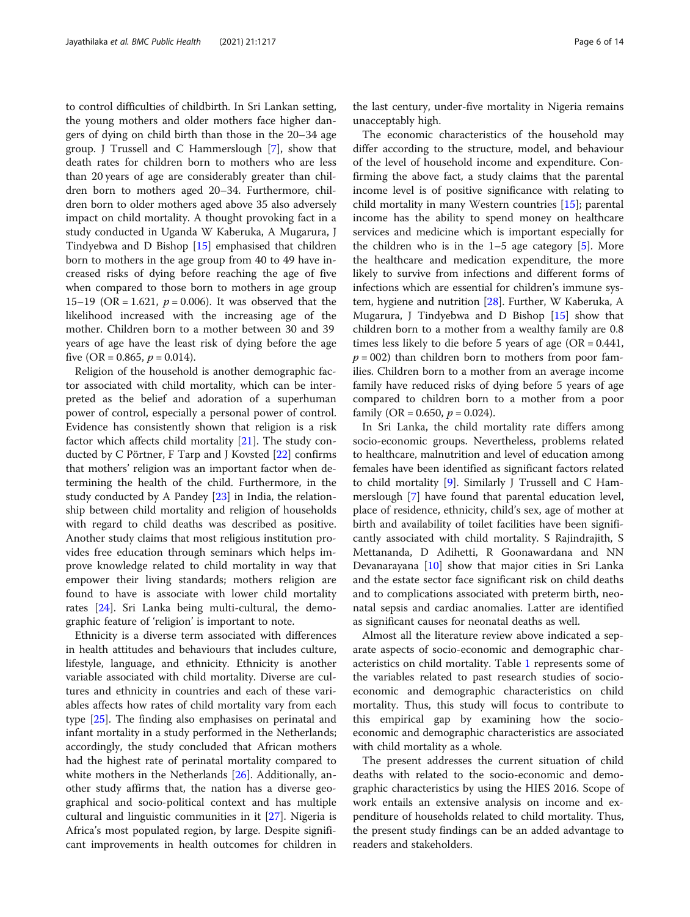to control difficulties of childbirth. In Sri Lankan setting, the young mothers and older mothers face higher dangers of dying on child birth than those in the 20–34 age group. J Trussell and C Hammerslough [7], show that death rates for children born to mothers who are less than 20 years of age are considerably greater than children born to mothers aged 20–34. Furthermore, children born to older mothers aged above 35 also adversely impact on child mortality. A thought provoking fact in a study conducted in Uganda W Kaberuka, A Mugarura, J Tindyebwa and D Bishop [15] emphasised that children born to mothers in the age group from 40 to 49 have increased risks of dying before reaching the age of five when compared to those born to mothers in age group 15–19 (OR = 1.621, $p = 0.006$). It was observed that the likelihood increased with the increasing age of the mother. Children born to a mother between 30 and 39 years of age have the least risk of dying before the age five (OR = 0.865, $p = 0.014$).

Religion of the household is another demographic factor associated with child mortality, which can be interpreted as the belief and adoration of a superhuman power of control, especially a personal power of control. Evidence has consistently shown that religion is a risk factor which affects child mortality [21]. The study conducted by C Pörtner, F Tarp and J Kovsted [22] confirms that mothers' religion was an important factor when determining the health of the child. Furthermore, in the study conducted by A Pandey [23] in India, the relationship between child mortality and religion of households with regard to child deaths was described as positive. Another study claims that most religious institution provides free education through seminars which helps improve knowledge related to child mortality in way that empower their living standards; mothers religion are found to have is associate with lower child mortality rates [24]. Sri Lanka being multi-cultural, the demographic feature of 'religion' is important to note.

Ethnicity is a diverse term associated with differences in health attitudes and behaviours that includes culture, lifestyle, language, and ethnicity. Ethnicity is another variable associated with child mortality. Diverse are cultures and ethnicity in countries and each of these variables affects how rates of child mortality vary from each type [25]. The finding also emphasises on perinatal and infant mortality in a study performed in the Netherlands; accordingly, the study concluded that African mothers had the highest rate of perinatal mortality compared to white mothers in the Netherlands [26]. Additionally, another study affirms that, the nation has a diverse geographical and socio-political context and has multiple cultural and linguistic communities in it [27]. Nigeria is Africa's most populated region, by large. Despite significant improvements in health outcomes for children in the last century, under-five mortality in Nigeria remains unacceptably high.

The economic characteristics of the household may differ according to the structure, model, and behaviour of the level of household income and expenditure. Confirming the above fact, a study claims that the parental income level is of positive significance with relating to child mortality in many Western countries [15]; parental income has the ability to spend money on healthcare services and medicine which is important especially for the children who is in the 1–5 age category [5]. More the healthcare and medication expenditure, the more likely to survive from infections and different forms of infections which are essential for children's immune system, hygiene and nutrition [28]. Further, W Kaberuka, A Mugarura, J Tindyebwa and D Bishop [15] show that children born to a mother from a wealthy family are 0.8 times less likely to die before 5 years of age (OR = 0.441, $p = 002$) than children born to mothers from poor families. Children born to a mother from an average income family have reduced risks of dying before 5 years of age compared to children born to a mother from a poor family (OR = 0.650, $p = 0.024$).

In Sri Lanka, the child mortality rate differs among socio-economic groups. Nevertheless, problems related to healthcare, malnutrition and level of education among females have been identified as significant factors related to child mortality [9]. Similarly J Trussell and C Hammerslough [7] have found that parental education level, place of residence, ethnicity, child's sex, age of mother at birth and availability of toilet facilities have been significantly associated with child mortality. S Rajindrajith, S Mettananda, D Adihetti, R Goonawardana and NN Devanarayana [10] show that major cities in Sri Lanka and the estate sector face significant risk on child deaths and to complications associated with preterm birth, neonatal sepsis and cardiac anomalies. Latter are identified as significant causes for neonatal deaths as well.

Almost all the literature review above indicated a separate aspects of socio-economic and demographic characteristics on child mortality. Table 1 represents some of the variables related to past research studies of socio-economic and demographic characteristics on child mortality. Thus, this study will focus to contribute to this empirical gap by examining how the socio-economic and demographic characteristics are associated with child mortality as a whole.

The present addresses the current situation of child deaths with related to the socio-economic and demographic characteristics by using the HIES 2016. Scope of work entails an extensive analysis on income and expenditure of households related to child mortality. Thus, the present study findings can be an added advantage to readers and stakeholders.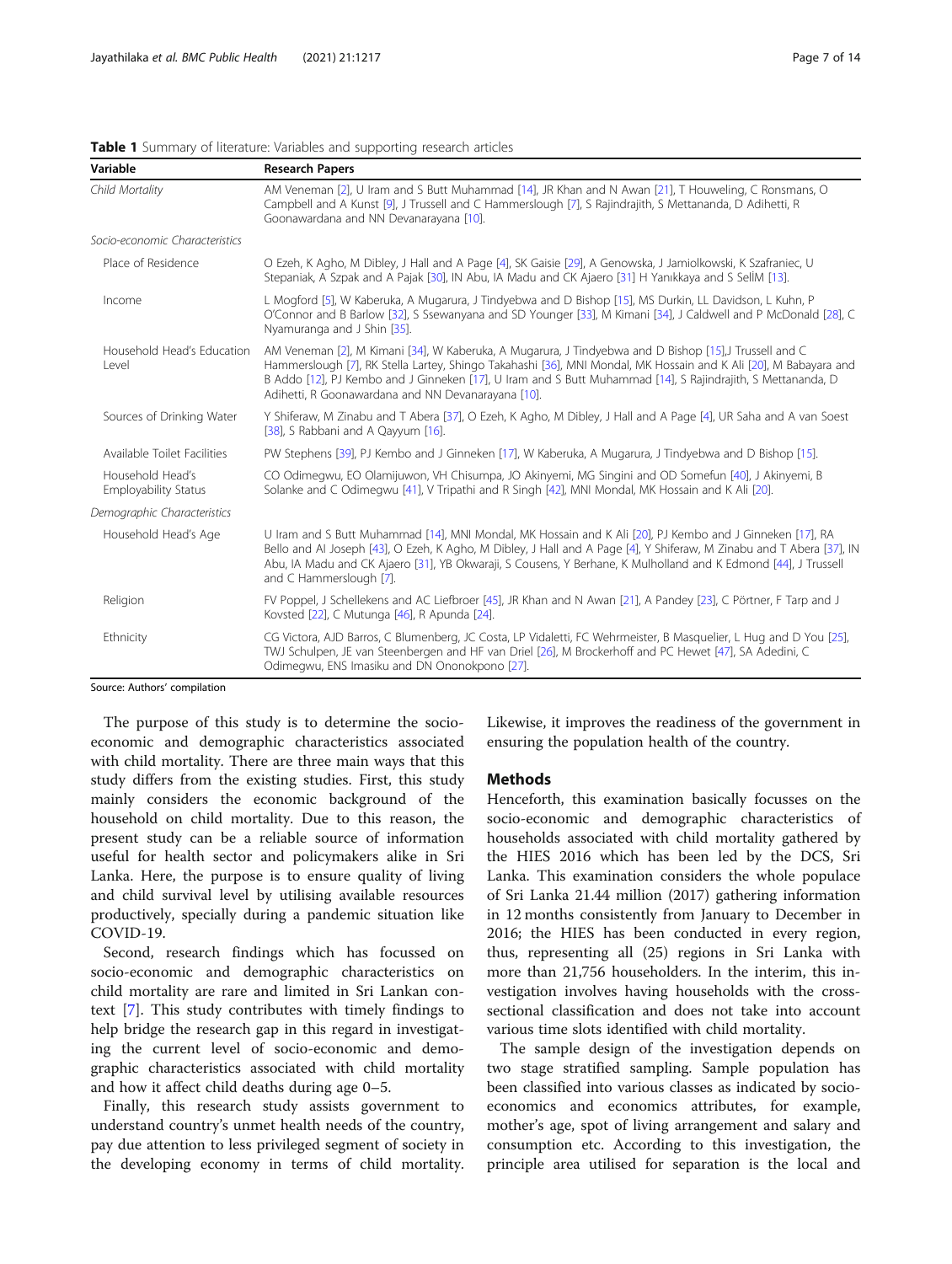**Table 1** Summary of literature: Variables and supporting research articles

| Variable | Research Papers |
| --- | --- |
| *Child Mortality* | AM Veneman [2], U Iram and S Butt Muhammad [14], JR Khan and N Awan [21], T Houweling, C Ronsmans, O Campbell and A Kunst [9], J Trussell and C Hammerslough [7], S Rajindrajith, S Mettananda, D Adihetti, R Goonawardana and NN Devanarayana [10]. |
| *Socio-economic Characteristics* | |
| Place of Residence | O Ezeh, K Agho, M Dibley, J Hall and A Page [4], SK Gaisie [29], A Genowska, J Jamiolkowski, K Szafraniec, U Stepaniak, A Szpak and A Pajak [30], IN Abu, IA Madu and CK Ajaero [31] H Yanıkkaya and S SellM [13]. |
| Income | L Mogford [5], W Kaberuka, A Mugarura, J Tindyebwa and D Bishop [15], MS Durkin, LL Davidson, L Kuhn, P O'Connor and B Barlow [32], S Ssewanyana and SD Younger [33], M Kimani [34], J Caldwell and P McDonald [28], C Nyamuranga and J Shin [35]. |
| Household Head's Education Level | AM Veneman [2], M Kimani [34], W Kaberuka, A Mugarura, J Tindyebwa and D Bishop [15],J Trussell and C Hammerslough [7], RK Stella Lartey, Shingo Takahashi [36], MNI Mondal, MK Hossain and K Ali [20], M Babayara and B Addo [12], PJ Kembo and J Ginneken [17], U Iram and S Butt Muhammad [14], S Rajindrajith, S Mettananda, D Adihetti, R Goonawardana and NN Devanarayana [10]. |
| Sources of Drinking Water | Y Shiferaw, M Zinabu and T Abera [37], O Ezeh, K Agho, M Dibley, J Hall and A Page [4], UR Saha and A van Soest [38], S Rabbani and A Qayyum [16]. |
| Available Toilet Facilities | PW Stephens [39], PJ Kembo and J Ginneken [17], W Kaberuka, A Mugarura, J Tindyebwa and D Bishop [15]. |
| Household Head's Employability Status | CO Odimegwu, EO Olamijuwon, VH Chisumpa, JO Akinyemi, MG Singini and OD Somefun [40], J Akinyemi, B Solanke and C Odimegwu [41], V Tripathi and R Singh [42], MNI Mondal, MK Hossain and K Ali [20]. |
| *Demographic Characteristics* | |
| Household Head's Age | U Iram and S Butt Muhammad [14], MNI Mondal, MK Hossain and K Ali [20], PJ Kembo and J Ginneken [17], RA Bello and AI Joseph [43], O Ezeh, K Agho, M Dibley, J Hall and A Page [4], Y Shiferaw, M Zinabu and T Abera [37], IN Abu, IA Madu and CK Ajaero [31], YB Okwaraji, S Cousens, Y Berhane, K Mulholland and K Edmond [44], J Trussell and C Hammerslough [7]. |
| Religion | FV Poppel, J Schellekens and AC Liefbroer [45], JR Khan and N Awan [21], A Pandey [23], C Pörtner, F Tarp and J Kovsted [22], C Mutunga [46], R Apunda [24]. |
| Ethnicity | CG Victora, AJD Barros, C Blumenberg, JC Costa, LP Vidaletti, FC Wehrmeister, B Masquelier, L Hug and D You [25], TWJ Schulpen, JE van Steenbergen and HF van Driel [26], M Brockerhoff and PC Hewet [47], SA Adedini, C Odimegwu, ENS Imasiku and DN Ononokpono [27]. |

Source: Authors' compilation

The purpose of this study is to determine the socio-economic and demographic characteristics associated with child mortality. There are three main ways that this study differs from the existing studies. First, this study mainly considers the economic background of the household on child mortality. Due to this reason, the present study can be a reliable source of information useful for health sector and policymakers alike in Sri Lanka. Here, the purpose is to ensure quality of living and child survival level by utilising available resources productively, specially during a pandemic situation like COVID-19.

Second, research findings which has focussed on socio-economic and demographic characteristics on child mortality are rare and limited in Sri Lankan context [7]. This study contributes with timely findings to help bridge the research gap in this regard in investigating the current level of socio-economic and demographic characteristics associated with child mortality and how it affect child deaths during 0–5.

Finally, this research study assists government to understand country's unmet health needs of the country, pay due attention to less privileged segment of society in the developing economy in terms of child mortality. Likewise, it improves the readiness of the government in ensuring the population health of the country.

## Methods

Henceforth, this examination basically focusses on the socio-economic and demographic characteristics of households associated with child mortality gathered by the HIES 2016 which has been led by the DCS, Sri Lanka. This examination considers the whole populace of Sri Lanka 21.44 million (2017) gathering information in 12 months consistently from January to December in 2016; the HIES has been conducted in every region, thus, representing all (25) regions in Sri Lanka with more than 21,756 householders. In the interim, this investigation involves having households with the cross-sectional classification and does not take into account various time slots identified with child mortality.

The sample design of the investigation depends on two stage stratified sampling. Sample population has been classified into various classes as indicated by socio-economics and economics attributes, for example, mother's age, spot of living arrangement and salary and consumption etc. According to this investigation, the principle area utilised for separation is the local and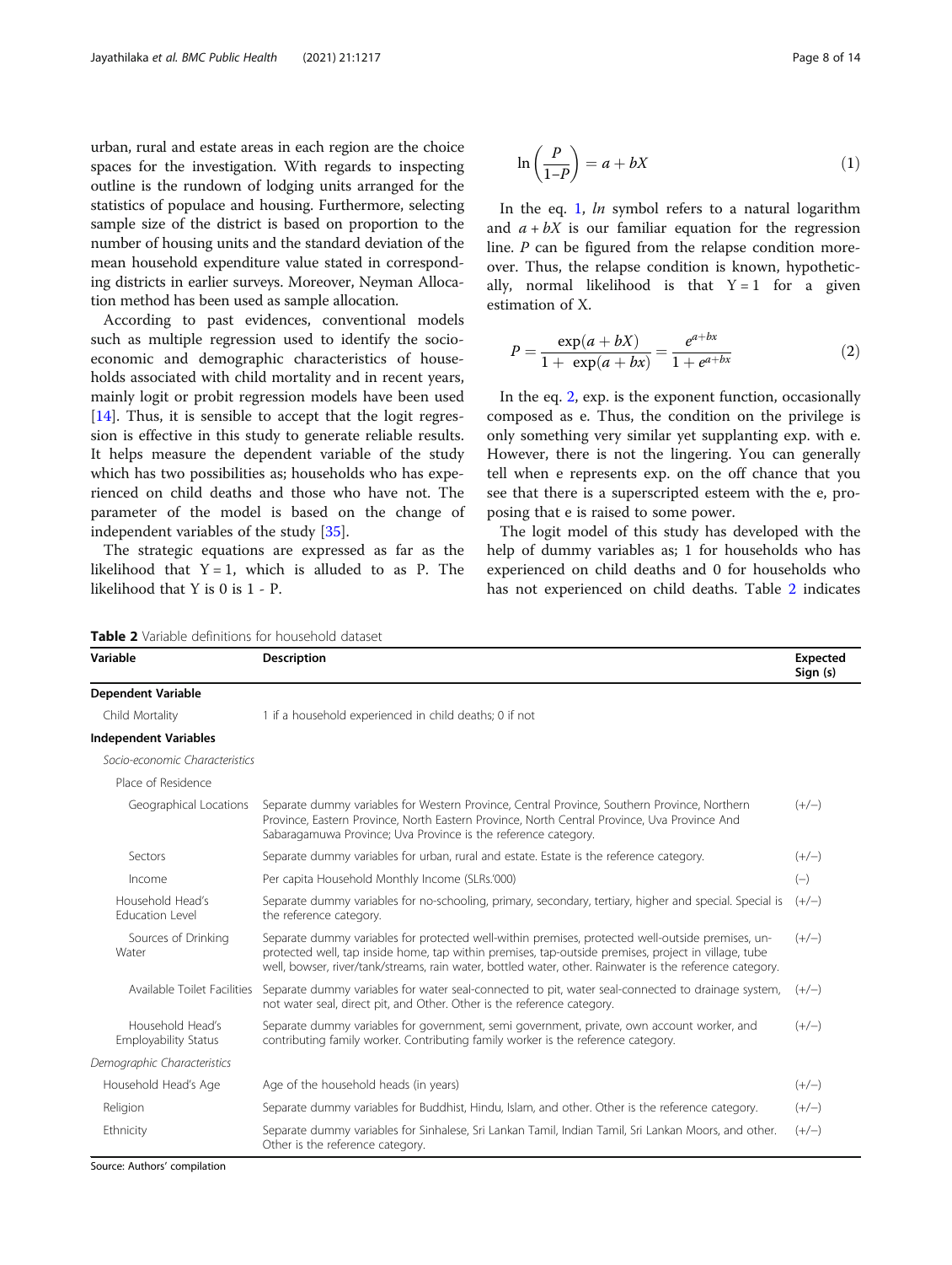urban, rural and estate areas in each region are the choice spaces for the investigation. With regards to inspecting outline is the rundown of lodging units arranged for the statistics of populace and housing. Furthermore, selecting sample size of the district is based on proportion to the number of housing units and the standard deviation of the mean household expenditure value stated in corresponding districts in earlier surveys. Moreover, Neyman Allocation method has been used as sample allocation.

According to past evidences, conventional models such as multiple regression used to identify the socio-economic and demographic characteristics of households associated with child mortality and in recent years, mainly logit or probit regression models have been used [14]. Thus, it is sensible to accept that the logit regression is effective in this study to generate reliable results. It helps measure the dependent variable of the study which has two possibilities as; households who has experienced on child deaths and those who have not. The parameter of the model is based on the change of independent variables of the study [35].

The strategic equations are expressed as far as the likelihood that $Y = 1$, which is alluded to as P. The likelihood that Y is 0 is 1 - P.

$$\ln\left(\frac{P}{1-P}\right) = a + bX \tag{1}$$

In the eq. 1, *ln* symbol refers to a natural logarithm and $a + bX$ is our familiar equation for the regression line. *P* can be figured from the relapse condition moreover. Thus, the relapse condition is known, hypothetically, normal likelihood is that $Y = 1$ for a given estimation of X.

$$P = \frac{\exp(a + bX)}{1 + \exp(a + bx)} = \frac{e^{a+bx}}{1 + e^{a+bx}} \tag{2}$$

In the eq. 2, exp. is the exponent function, occasionally composed as e. Thus, the condition on the privilege is only something very similar yet supplanting exp. with e. However, there is not the lingering. You can generally tell when e represents exp. on the off chance that you see that there is a superscripted esteem with the e, proposing that e is raised to some power.

The logit model of this study has developed with the help of dummy variables as; 1 for households who has experienced on child deaths and 0 for households who has not experienced on child deaths. Table 2 indicates

**Table 2** Variable definitions for household dataset

| Variable | Description | Expected Sign (s) |
|---|---|---|
| **Dependent Variable** | | |
| Child Mortality | 1 if a household experienced in child deaths; 0 if not | |
| **Independent Variables** | | |
| *Socio-economic Characteristics* | | |
| Place of Residence | | |
| Geographical Locations | Separate dummy variables for Western Province, Central Province, Southern Province, Northern Province, Eastern Province, North Eastern Province, North Central Province, Uva Province And Sabaragamuwa Province; Uva Province is the reference category. | (+/−) |
| Sectors | Separate dummy variables for urban, rural and estate. Estate is the reference category. | (+/−) |
| Income | Per capita Household Monthly Income (SLRs.'000) | (−) |
| Household Head's Education Level | Separate dummy variables for no-schooling, primary, secondary, tertiary, higher and special. Special is the reference category. | (+/−) |
| Sources of Drinking Water | Separate dummy variables for protected well-within premises, protected well-outside premises, unprotected well, tap inside home, tap within premises, tap-outside premises, project in village, tube well, bowser, river/tank/streams, rain water, bottled water, other. Rainwater is the reference category. | (+/−) |
| Available Toilet Facilities | Separate dummy variables for water seal-connected to pit, water seal-connected to drainage system, not water seal, direct pit, and Other. Other is the reference category. | (+/−) |
| Household Head's Employability Status | Separate dummy variables for government, semi government, private, own account worker, and contributing family worker. Contributing family worker is the reference category. | (+/−) |
| *Demographic Characteristics* | | |
| Household Head's Age | Age of the household heads (in years) | (+/−) |
| Religion | Separate dummy variables for Buddhist, Hindu, Islam, and other. Other is the reference category. | (+/−) |
| Ethnicity | Separate dummy variables for Sinhalese, Sri Lankan Tamil, Indian Tamil, Sri Lankan Moors, and other. Other is the reference category. | (+/−) |

Source: Authors' compilation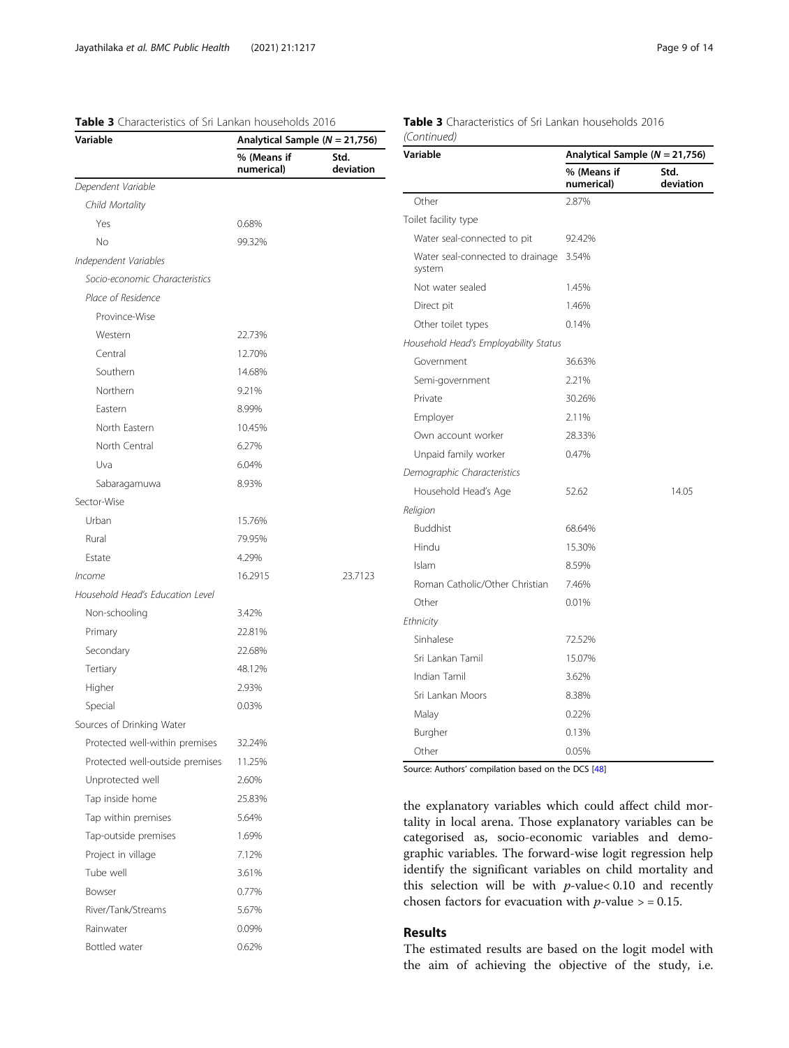**Table 3** Characteristics of Sri Lankan households 2016

| Variable | Analytical Sample (*N* = 21,756) | |
|---|---|---|
| | % (Means if numerical) | Std. deviation |
| *Dependent Variable* | | |
| *Child Mortality* | | |
| Yes | 0.68% | |
| No | 99.32% | |
| *Independent Variables* | | |
| *Socio-economic Characteristics* | | |
| *Place of Residence* | | |
| Province-Wise | | |
| Western | 22.73% | |
| Central | 12.70% | |
| Southern | 14.68% | |
| Northern | 9.21% | |
| Eastern | 8.99% | |
| North Eastern | 10.45% | |
| North Central | 6.27% | |
| Uva | 6.04% | |
| Sabaragamuwa | 8.93% | |
| Sector-Wise | | |
| Urban | 15.76% | |
| Rural | 79.95% | |
| Estate | 4.29% | |
| *Income* | 16.2915 | 23.7123 |
| *Household Head's Education Level* | | |
| Non-schooling | 3.42% | |
| Primary | 22.81% | |
| Secondary | 22.68% | |
| Tertiary | 48.12% | |
| Higher | 2.93% | |
| Special | 0.03% | |
| Sources of Drinking Water | | |
| Protected well-within premises | 32.24% | |
| Protected well-outside premises | 11.25% | |
| Unprotected well | 2.60% | |
| Tap inside home | 25.83% | |
| Tap within premises | 5.64% | |
| Tap-outside premises | 1.69% | |
| Project in village | 7.12% | |
| Tube well | 3.61% | |
| Bowser | 0.77% | |
| River/Tank/Streams | 5.67% | |
| Rainwater | 0.09% | |
| Bottled water | 0.62% | |
| Other | 2.87% | |
| Toilet facility type | | |
| Water seal-connected to pit | 92.42% | |
| Water seal-connected to drainage system | 3.54% | |
| Not water sealed | 1.45% | |
| Direct pit | 1.46% | |
| Other toilet types | 0.14% | |
| *Household Head's Employability Status* | | |
| Government | 36.63% | |
| Semi-government | 2.21% | |
| Private | 30.26% | |
| Employer | 2.11% | |
| Own account worker | 28.33% | |
| Unpaid family worker | 0.47% | |
| *Demographic Characteristics* | | |
| Household Head's Age | 52.62 | 14.05 |
| *Religion* | | |
| Buddhist | 68.64% | |
| Hindu | 15.30% | |
| Islam | 8.59% | |
| Roman Catholic/Other Christian | 7.46% | |
| Other | 0.01% | |
| *Ethnicity* | | |
| Sinhalese | 72.52% | |
| Sri Lankan Tamil | 15.07% | |
| Indian Tamil | 3.62% | |
| Sri Lankan Moors | 8.38% | |
| Malay | 0.22% | |
| Burgher | 0.13% | |
| Other | 0.05% | |

Source: Authors' compilation based on the DCS [48]

the explanatory variables which could affect child mortality in local arena. Those explanatory variables can be categorised as, socio-economic variables and demographic variables. The forward-wise logit regression help identify the significant variables on child mortality and this selection will be with $p$-value< 0.10 and recently chosen factors for evacuation with $p$-value > = 0.15.

## Results

The estimated results are based on the logit model with the aim of achieving the objective of the study, i.e.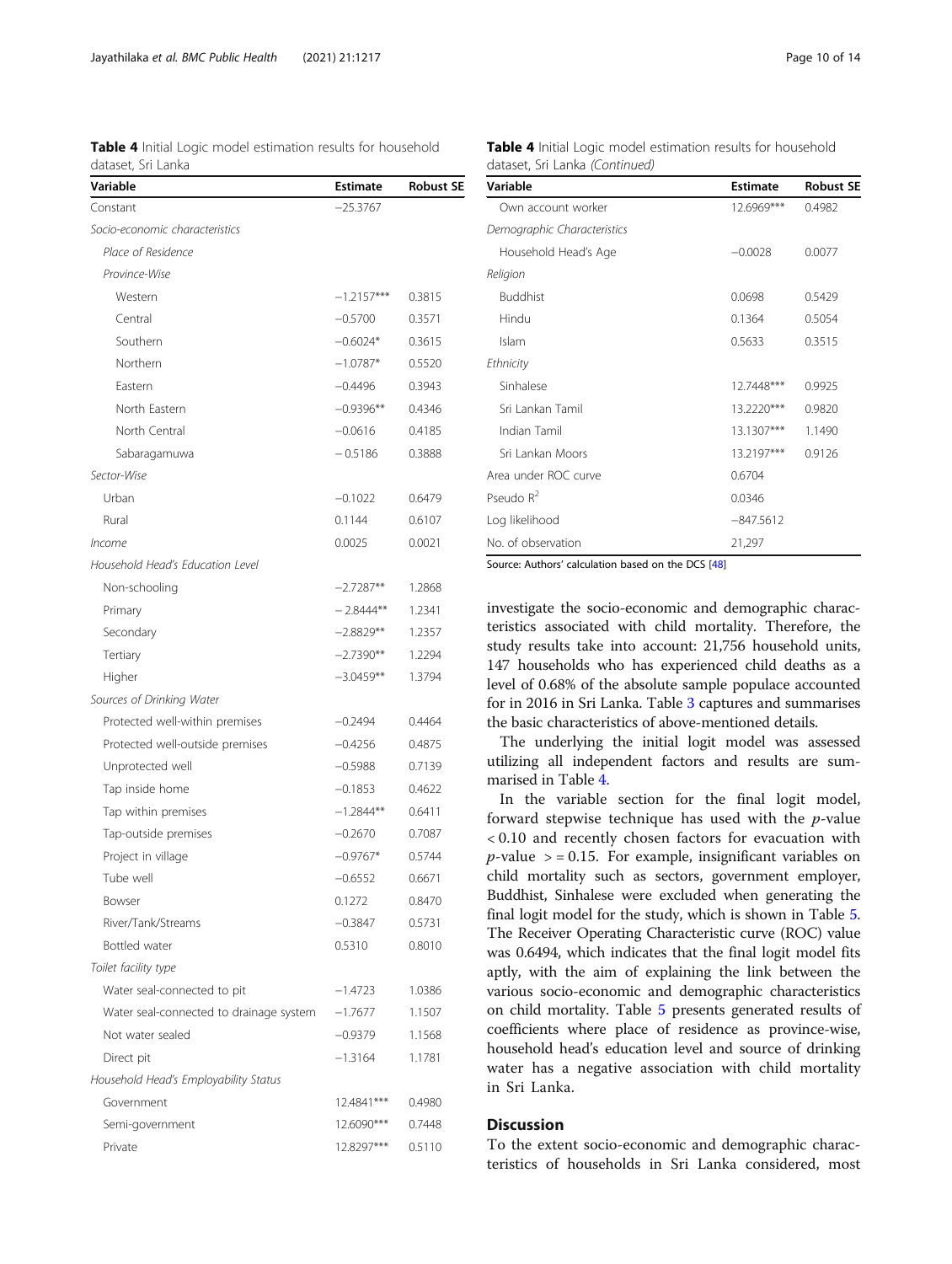**Table 4** Initial Logic model estimation results for household dataset, Sri Lanka

| Variable | Estimate | Robust SE |
|---|---|---|
| Constant | −25.3767 | |
| *Socio-economic characteristics* | | |
| *Place of Residence* | | |
| *Province-Wise* | | |
| Western | −1.2157*** | 0.3815 |
| Central | −0.5700 | 0.3571 |
| Southern | −0.6024* | 0.3615 |
| Northern | −1.0787* | 0.5520 |
| Eastern | −0.4496 | 0.3943 |
| North Eastern | −0.9396** | 0.4346 |
| North Central | −0.0616 | 0.4185 |
| Sabaragamuwa | −0.5186 | 0.3888 |
| *Sector-Wise* | | |
| Urban | −0.1022 | 0.6479 |
| Rural | 0.1144 | 0.6107 |
| *Income* | 0.0025 | 0.0021 |
| *Household Head's Education Level* | | |
| Non-schooling | −2.7287** | 1.2868 |
| Primary | −2.8444** | 1.2341 |
| Secondary | −2.8829** | 1.2357 |
| Tertiary | −2.7390** | 1.2294 |
| Higher | −3.0459** | 1.3794 |
| *Sources of Drinking Water* | | |
| Protected well-within premises | −0.2494 | 0.4464 |
| Protected well-outside premises | −0.4256 | 0.4875 |
| Unprotected well | −0.5988 | 0.7139 |
| Tap inside home | −0.1853 | 0.4622 |
| Tap within premises | −1.2844** | 0.6411 |
| Tap-outside premises | −0.2670 | 0.7087 |
| Project in village | −0.9767* | 0.5744 |
| Tube well | −0.6552 | 0.6671 |
| Bowser | 0.1272 | 0.8470 |
| River/Tank/Streams | −0.3847 | 0.5731 |
| Bottled water | 0.5310 | 0.8010 |
| *Toilet facility type* | | |
| Water seal-connected to pit | −1.4723 | 1.0386 |
| Water seal-connected to drainage system | −1.7677 | 1.1507 |
| Not water sealed | −0.9379 | 1.1568 |
| Direct pit | −1.3164 | 1.1781 |
| *Household Head's Employability Status* | | |
| Government | 12.4841*** | 0.4980 |
| Semi-government | 12.6090*** | 0.7448 |
| Private | 12.8297*** | 0.5110 |
| Own account worker | 12.6969*** | 0.4982 |
| *Demographic Characteristics* | | |
| Household Head's Age | −0.0028 | 0.0077 |
| *Religion* | | |
| Buddhist | 0.0698 | 0.5429 |
| Hindu | 0.1364 | 0.5054 |
| Islam | 0.5633 | 0.3515 |
| *Ethnicity* | | |
| Sinhalese | 12.7448*** | 0.9925 |
| Sri Lankan Tamil | 13.2220*** | 0.9820 |
| Indian Tamil | 13.1307*** | 1.1490 |
| Sri Lankan Moors | 13.2197*** | 0.9126 |
| Area under ROC curve | 0.6704 | |
| Pseudo $R^2$ | 0.0346 | |
| Log likelihood | −847.5612 | |
| No. of observation | 21,297 | |

Source: Authors' calculation based on the DCS [48]

investigate the socio-economic and demographic characteristics associated with child mortality. Therefore, the study results take into account: 21,756 household units, 147 households who has experienced child deaths as a level of 0.68% of the absolute sample populace accounted for in 2016 in Sri Lanka. Table 3 captures and summarises the basic characteristics of above-mentioned details.

The underlying the initial logit model was assessed utilizing all independent factors and results are summarised in Table 4.

In the variable section for the final logit model, forward stepwise technique has used with the $p$-value $< 0.10$ and recently chosen factors for evacuation with $p$-value $>= 0.15$. For example, insignificant variables on child mortality such as sectors, government employer, Buddhist, Sinhalese were excluded when generating the final logit model for the study, which is shown in Table 5. The Receiver Operating Characteristic curve (ROC) value was 0.6494, which indicates that the final logit model fits aptly, with the aim of explaining the link between the various socio-economic and demographic characteristics on child mortality. Table 5 presents generated results of coefficients where place of residence as province-wise, household head's education level and source of drinking water has a negative association with child mortality in Sri Lanka.

## Discussion

To the extent socio-economic and demographic characteristics of households in Sri Lanka considered, most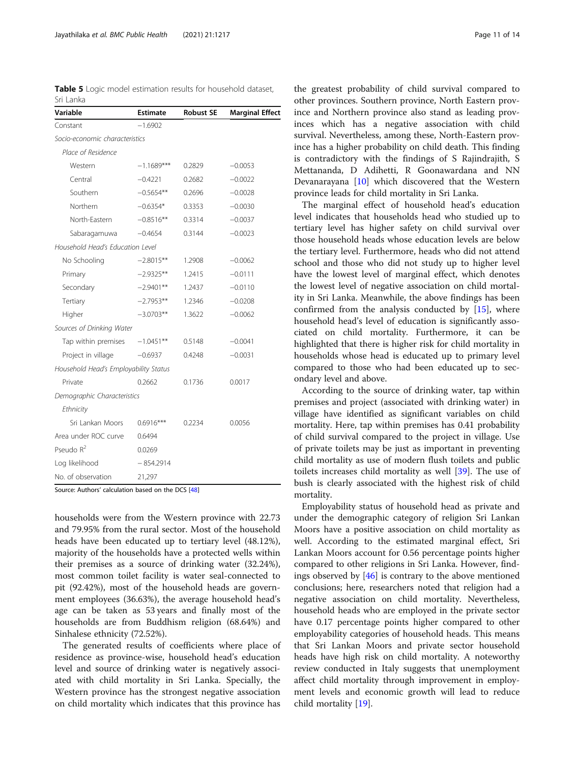**Table 5** Logic model estimation results for household dataset, Sri Lanka

| Variable | Estimate | Robust SE | Marginal Effect |
|---|---|---|---|
| Constant | −1.6902 | | |
| *Socio-economic characteristics* | | | |
| *Place of Residence* | | | |
| Western | −1.1689*** | 0.2829 | −0.0053 |
| Central | −0.4221 | 0.2682 | −0.0022 |
| Southern | −0.5654** | 0.2696 | −0.0028 |
| Northern | −0.6354* | 0.3353 | −0.0030 |
| North-Eastern | −0.8516** | 0.3314 | −0.0037 |
| Sabaragamuwa | −0.4654 | 0.3144 | −0.0023 |
| *Household Head's Education Level* | | | |
| No Schooling | −2.8015** | 1.2908 | −0.0062 |
| Primary | −2.9325** | 1.2415 | −0.0111 |
| Secondary | −2.9401** | 1.2437 | −0.0110 |
| Tertiary | −2.7953** | 1.2346 | −0.0208 |
| Higher | −3.0703** | 1.3622 | −0.0062 |
| *Sources of Drinking Water* | | | |
| Tap within premises | −1.0451** | 0.5148 | −0.0041 |
| Project in village | −0.6937 | 0.4248 | −0.0031 |
| *Household Head's Employability Status* | | | |
| Private | 0.2662 | 0.1736 | 0.0017 |
| *Demographic Characteristics* | | | |
| *Ethnicity* | | | |
| Sri Lankan Moors | 0.6916*** | 0.2234 | 0.0056 |
| Area under ROC curve | 0.6494 | | |
| Pseudo $R^2$ | 0.0269 | | |
| Log likelihood | − 854.2914 | | |
| No. of observation | 21,297 | | |

Source: Authors' calculation based on the DCS [48]

households were from the Western province with 22.73 and 79.95% from the rural sector. Most of the household heads have been educated up to tertiary level (48.12%), majority of the households have a protected wells within their premises as a source of drinking water (32.24%), most common toilet facility is water seal-connected to pit (92.42%), most of the household heads are government employees (36.63%), the average household head's age can be taken as 53 years and finally most of the households are from Buddhism religion (68.64%) and Sinhalese ethnicity (72.52%).

The generated results of coefficients where place of residence as province-wise, household head's education level and source of drinking water is negatively associated with child mortality in Sri Lanka. Specially, the Western province has the strongest negative association on child mortality which indicates that this province has the greatest probability of child survival compared to other provinces. Southern province, North Eastern province and Northern province also stand as leading provinces which has a negative association with child survival. Nevertheless, among these, North-Eastern province has a higher probability on child death. This finding is contradictory with the findings of S Rajindrajith, S Mettananda, D Adihetti, R Goonawardana and NN Devanarayana [10] which discovered that the Western province leads for child mortality in Sri Lanka.

The marginal effect of household head's education level indicates that households head who studied up to tertiary level has higher safety on child survival over those household heads whose education levels are below the tertiary level. Furthermore, heads who did not attend school and those who did not study up to higher level have the lowest level of marginal effect, which denotes the lowest level of negative association on child mortality in Sri Lanka. Meanwhile, the above findings has been confirmed from the analysis conducted by [15], where household head's level of education is significantly associated on child mortality. Furthermore, it can be highlighted that there is higher risk for child mortality in households whose head is educated up to primary level compared to those who had been educated up to secondary level and above.

According to the source of drinking water, tap within premises and project (associated with drinking water) in village have identified as significant variables on child mortality. Here, tap within premises has 0.41 probability of child survival compared to the project in village. Use of private toilets may be just as important in preventing child mortality as use of modern flush toilets and public toilets increases child mortality as well [39]. The use of bush is clearly associated with the highest risk of child mortality.

Employability status of household head as private and under the demographic category of religion Sri Lankan Moors have a positive association on child mortality as well. According to the estimated marginal effect, Sri Lankan Moors account for 0.56 percentage points higher compared to other religions in Sri Lanka. However, findings observed by [46] is contrary to the above mentioned conclusions; here, researchers noted that religion had a negative association on child mortality. Nevertheless, household heads who are employed in the private sector have 0.17 percentage points higher compared to other employability categories of household heads. This means that Sri Lankan Moors and private sector household heads have high risk on child mortality. A noteworthy review conducted in Italy suggests that unemployment affect child mortality through improvement in employment levels and economic growth will lead to reduce child mortality [19].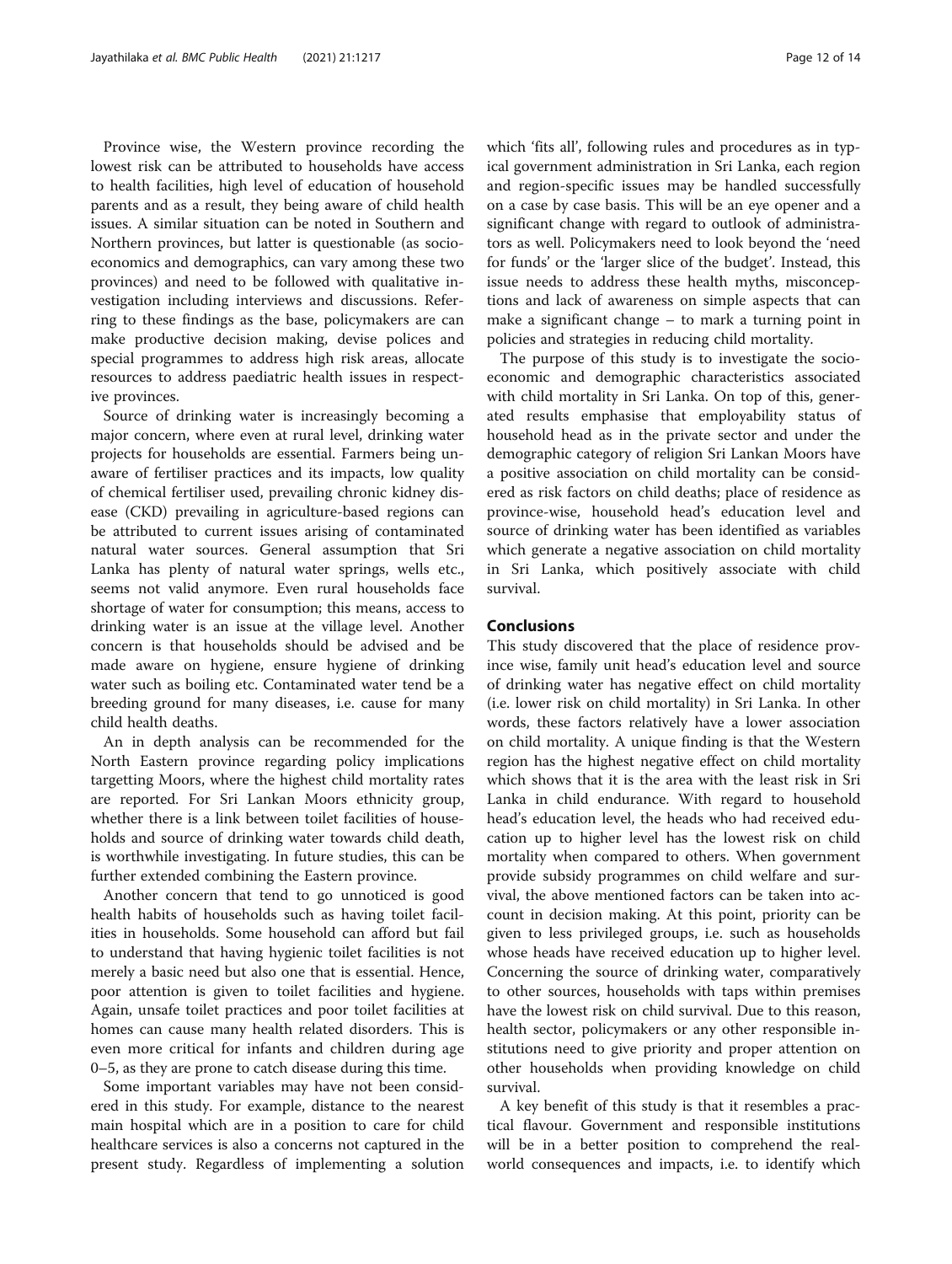Province wise, the Western province recording the lowest risk can be attributed to households have access to health facilities, high level of education of household parents and as a result, they being aware of child health issues. A similar situation can be noted in Southern and Northern provinces, but latter is questionable (as socio-economics and demographics, can vary among these two provinces) and need to be followed with qualitative investigation including interviews and discussions. Referring to these findings as the base, policymakers are can make productive decision making, devise polices and special programmes to address high risk areas, allocate resources to address paediatric health issues in respective provinces.

Source of drinking water is increasingly becoming a major concern, where even at rural level, drinking water projects for households are essential. Farmers being unaware of fertiliser practices and its impacts, low quality of chemical fertiliser used, prevailing chronic kidney disease (CKD) prevailing in agriculture-based regions can be attributed to current issues arising of contaminated natural water sources. General assumption that Sri Lanka has plenty of natural water springs, wells etc., seems not valid anymore. Even rural households face shortage of water for consumption; this means, access to drinking water is an issue at the village level. Another concern is that households should be advised and be made aware on hygiene, ensure hygiene of drinking water such as boiling etc. Contaminated water tend be a breeding ground for many diseases, i.e. cause for many child health deaths.

An in depth analysis can be recommended for the North Eastern province regarding policy implications targetting Moors, where the highest child mortality rates are reported. For Sri Lankan Moors ethnicity group, whether there is a link between toilet facilities of households and source of drinking water towards child death, is worthwhile investigating. In future studies, this can be further extended combining the Eastern province.

Another concern that tend to go unnoticed is good health habits of households such as having toilet facilities in households. Some household can afford but fail to understand that having hygienic toilet facilities is not merely a basic need but also one that is essential. Hence, poor attention is given to toilet facilities and hygiene. Again, unsafe toilet practices and poor toilet facilities at homes can cause many health related disorders. This is even more critical for infants and children during age 0–5, as they are prone to catch disease during this time.

Some important variables may have not been considered in this study. For example, distance to the nearest main hospital which are in a position to care for child healthcare services is also a concerns not captured in the present study. Regardless of implementing a solution which 'fits all', following rules and procedures as in typical government administration in Sri Lanka, each region and region-specific issues may be handled successfully on a case by case basis. This will be an eye opener and a significant change with regard to outlook of administrators as well. Policymakers need to look beyond the 'need for funds' or the 'larger slice of the budget'. Instead, this issue needs to address these health myths, misconceptions and lack of awareness on simple aspects that can make a significant change – to mark a turning point in policies and strategies in reducing child mortality.

The purpose of this study is to investigate the socio-economic and demographic characteristics associated with child mortality in Sri Lanka. On top of this, generated results emphasise that employability status of household head as in the private sector and under the demographic category of religion Sri Lankan Moors have a positive association on child mortality can be considered as risk factors on child deaths; place of residence as province-wise, household head's education level and source of drinking water has been identified as variables which generate a negative association on child mortality in Sri Lanka, which positively associate with child survival.

## Conclusions

This study discovered that the place of residence province wise, family unit head's education level and source of drinking water has negative effect on child mortality (i.e. lower risk on child mortality) in Sri Lanka. In other words, these factors relatively have a lower association on child mortality. A unique finding is that the Western region has the highest negative effect on child mortality which shows that it is the area with the least risk in Sri Lanka in child endurance. With regard to household head's education level, the heads who had received education up to higher level has the lowest risk on child mortality when compared to others. When government provide subsidy programmes on child welfare and survival, the above mentioned factors can be taken into account in decision making. At this point, priority can be given to less privileged groups, i.e. such as households whose heads have received education up to higher level. Concerning the source of drinking water, comparatively to other sources, households with taps within premises have the lowest risk on child survival. Due to this reason, health sector, policymakers or any other responsible institutions need to give priority and proper attention on other households when providing knowledge on child survival.

A key benefit of this study is that it resembles a practical flavour. Government and responsible institutions will be in a better position to comprehend the real-world consequences and impacts, i.e. to identify which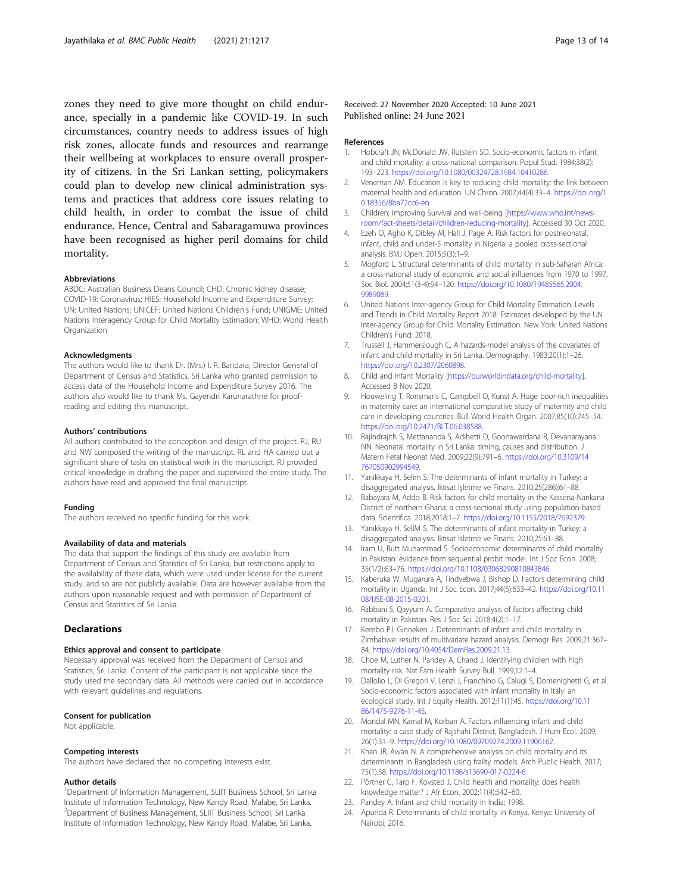zones they need to give more thought on child endurance, specially in a pandemic like COVID-19. In such circumstances, country needs to address issues of high risk zones, allocate funds and resources and rearrange their wellbeing at workplaces to ensure overall prosperity of citizens. In the Sri Lankan setting, policymakers could plan to develop new clinical administration systems and practices that address core issues relating to child health, in order to combat the issue of child endurance. Hence, Central and Sabaragamuwa provinces have been recognised as higher peril domains for child mortality.

#### Abbreviations

ABDC: Australian Business Deans Council; CHD: Chronic kidney disease; COVID-19: Coronavirus; HIES: Household Income and Expenditure Survey; UN: United Nations; UNICEF: United Nations Children's Fund; UNIGME: United Nations Interagency Group for Child Mortality Estimation; WHO: World Health Organization

#### Acknowledgments

The authors would like to thank Dr. (Mrs.) I. R. Bandara, Director General of Department of Census and Statistics, Sri Lanka who granted permission to access data of the Household Income and Expenditure Survey 2016. The authors also would like to thank Ms. Gayendri Karunarathne for proof-reading and editing this manuscript.

#### Authors' contributions

All authors contributed to the conception and design of the project. RJ, RU and NW composed the writing of the manuscript. RL and HA carried out a significant share of tasks on statistical work in the manuscript. RJ provided critical knowledge in drafting the paper and supervised the entire study. The authors have read and approved the final manuscript.

#### Funding

The authors received no specific funding for this work.

#### Availability of data and materials

The data that support the findings of this study are available from Department of Census and Statistics of Sri Lanka, but restrictions apply to the availability of these data, which were used under license for the current study, and so are not publicly available. Data are however available from the authors upon reasonable request and with permission of Department of Census and Statistics of Sri Lanka.

## Declarations

#### Ethics approval and consent to participate

Necessary approval was received from the Department of Census and Statistics, Sri Lanka. Consent of the participant is not applicable since the study used the secondary data. All methods were carried out in accordance with relevant guidelines and regulations.

#### Consent for publication

Not applicable.

#### Competing interests

The authors have declared that no competing interests exist.

#### Author details

[1]Department of Information Management, SLIIT Business School, Sri Lanka Institute of Information Technology, New Kandy Road, Malabe, Sri Lanka. [2]Department of Business Management, SLIIT Business School, Sri Lanka Institute of Information Technology, New Kandy Road, Malabe, Sri Lanka.

Received: 27 November 2020 Accepted: 10 June 2021
Published online: 24 June 2021

#### References

1. Hobcraft JN, McDonald JW, Rutstein SO. Socio-economic factors in infant and child mortality: a cross-national comparison. Popul Stud. 1984;38(2):193–223. https://doi.org/10.1080/00324728.1984.10410286.
2. Veneman AM. Education is key to reducing child mortality: the link between maternal health and education. UN Chron. 2007;44(4):33–4. https://doi.org/10.18356/8ba72cc6-en.
3. Children: Improving Survival and well-being [https://www.who.int/news-room/fact-sheets/detail/children-reducing-mortality]. Accessed 30 Oct 2020.
4. Ezeh O, Agho K, Dibley M, Hall J, Page A. Risk factors for postneonatal, infant, child and under-5 mortality in Nigeria: a pooled cross-sectional analysis. BMJ Open. 2015;5(3):1–9.
5. Mogford L. Structural determinants of child mortality in sub-Saharan Africa: a cross-national study of economic and social influences from 1970 to 1997. Soc Biol. 2004;51(3-4):94–120. https://doi.org/10.1080/19485565.2004.9989089.
6. United Nations Inter-agency Group for Child Mortality Estimation. Levels and Trends in Child Mortality Report 2018: Estimates developed by the UN Inter-agency Group for Child Mortality Estimation. New York: United Nations Children's Fund; 2018.
7. Trussell J, Hammerslough C. A hazards-model analysis of the covariates of infant and child mortality in Sri Lanka. Demography. 1983;20(1):1–26. https://doi.org/10.2307/2060898.
8. Child and Infant Mortality [https://ourworldindata.org/child-mortality]. Accessed 8 Nov 2020.
9. Houweling T, Ronsmans C, Campbell O, Kunst A. Huge poor-rich inequalities in maternity care: an international comparative study of maternity and child care in developing countries. Bull World Health Organ. 2007;85(10):745–54. https://doi.org/10.2471/BLT.06.038588.
10. Rajindrajith S, Mettananda S, Adihetti D, Goonawardana R, Devanarayana NN. Neonatal mortality in Sri Lanka: timing, causes and distribution. J Matern Fetal Neonat Med. 2009;22(9):791–6. https://doi.org/10.3109/14767050902994549.
11. Yanikkaya H, Selim S. The determinants of infant mortality in Turkey: a disaggregated analysis. İktisat İşletme ve Finans. 2010;25(286):61–88.
12. Babayara M, Addo B. Risk factors for child mortality in the Kassena-Nankana District of northern Ghana: a cross-sectional study using population-based data. Scientifica. 2018;2018:1–7. https://doi.org/10.1155/2018/7692379.
13. Yanıkkaya H, SelİM S. The determinants of infant mortality in Turkey: a disaggregated analysis. Iktisat Isletme ve Finans. 2010;25:61–88.
14. Iram U, Butt Muhammad S. Socioeconomic determinants of child mortality in Pakistan: evidence from sequential probit model. Int J Soc Econ. 2008;35(1/2):63–76. https://doi.org/10.1108/03068290810843846.
15. Kaberuka W, Mugarura A, Tindyebwa J, Bishop D. Factors determining child mortality in Uganda. Int J Soc Econ. 2017;44(5):633–42. https://doi.org/10.1108/IJSE-08-2015-0201.
16. Rabbani S, Qayyum A. Comparative analysis of factors affecting child mortality in Pakistan. Res J Soc Sci. 2018;4(2):1–17.
17. Kembo PJ, Ginneken J. Determinants of infant and child mortality in Zimbabwe: results of multivariate hazard analysis. Demogr Res. 2009;21:367–84. https://doi.org/10.4054/DemRes.2009.21.13.
18. Choe M, Luther N, Pandey A, Chand J. Identifying children with high mortality risk. Nat Fam Health Survey Bull. 1999;12:1–4.
19. Dallolio L, Di Gregori V, Lenzi J, Franchino G, Calugi S, Domenighetti G, et al. Socio-economic factors associated with infant mortality in Italy: an ecological study. Int J Equity Health. 2012;11(1):45. https://doi.org/10.1186/1475-9276-11-45.
20. Mondal MN, Kamal M, Korban A. Factors influencing infant and child mortality: a case study of Rajshahi District, Bangladesh. J Hum Ecol. 2009;26(1):31–9. https://doi.org/10.1080/09709274.2009.11906162.
21. Khan JR, Awan N. A comprehensive analysis on child mortality and its determinants in Bangladesh using frailty models. Arch Public Health. 2017;75(1):58. https://doi.org/10.1186/s13690-017-0224-6.
22. Pörtner C, Tarp F, Kovsted J. Child health and mortality: does health knowledge matter? J Afr Econ. 2002;11(4):542–60.
23. Pandey A. Infant and child mortality in India; 1998.
24. Apunda R. Determinants of child mortality in Kenya. Kenya: University of Nairobi; 2016.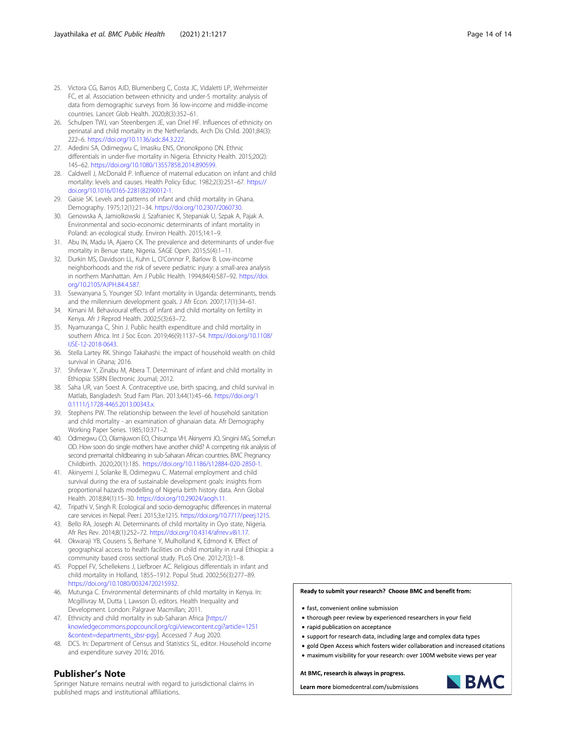25. Victora CG, Barros AJD, Blumenberg C, Costa JC, Vidaletti LP, Wehrmeister FC, et al. Association between ethnicity and under-5 mortality: analysis of data from demographic surveys from 36 low-income and middle-income countries. Lancet Glob Health. 2020;8(3):352–61.
26. Schulpen TWJ, van Steenbergen JE, van Driel HF. Influences of ethnicity on perinatal and child mortality in the Netherlands. Arch Dis Child. 2001;84(3): 222–6. https://doi.org/10.1136/adc.84.3.222.
27. Adedini SA, Odimegwu C, Imasiku ENS, Ononokpono DN. Ethnic differentials in under-five mortality in Nigeria. Ethnicity Health. 2015;20(2): 145–62. https://doi.org/10.1080/13557858.2014.890599.
28. Caldwell J, McDonald P. Influence of maternal education on infant and child mortality: levels and causes. Health Policy Educ. 1982;2(3):251–67. https://doi.org/10.1016/0165-2281(82)90012-1.
29. Gaisie SK. Levels and patterns of infant and child mortality in Ghana. Demography. 1975;12(1):21–34. https://doi.org/10.2307/2060730.
30. Genowska A, Jamiolkowski J, Szafraniec K, Stepaniak U, Szpak A, Pajak A. Environmental and socio-economic determinants of infant mortality in Poland: an ecological study. Environ Health. 2015;14:1–9.
31. Abu IN, Madu IA, Ajaero CK. The prevalence and determinants of under-five mortality in Benue state, Nigeria. SAGE Open. 2015;5(4):1–11.
32. Durkin MS, Davidson LL, Kuhn L, O'Connor P, Barlow B. Low-income neighborhoods and the risk of severe pediatric injury: a small-area analysis in northern Manhattan. Am J Public Health. 1994;84(4):587–92. https://doi.org/10.2105/AJPH.84.4.587.
33. Ssewanyana S, Younger SD. Infant mortality in Uganda: determinants, trends and the millennium development goals. J Afr Econ. 2007;17(1):34–61.
34. Kimani M. Behavioural effects of infant and child mortality on fertility in Kenya. Afr J Reprod Health. 2002;5(3):63–72.
35. Nyamuranga C, Shin J. Public health expenditure and child mortality in southern Africa. Int J Soc Econ. 2019;46(9):1137–54. https://doi.org/10.1108/IJSE-12-2018-0643.
36. Stella Lartey RK. Shingo Takahashi: the impact of household wealth on child survival in Ghana; 2016.
37. Shiferaw Y, Zinabu M, Abera T. Determinant of infant and child mortality in Ethiopia: SSRN Electronic Journal; 2012.
38. Saha UR, van Soest A. Contraceptive use, birth spacing, and child survival in Matlab, Bangladesh. Stud Fam Plan. 2013;44(1):45–66. https://doi.org/10.1111/j.1728-4465.2013.00343.x.
39. Stephens PW. The relationship between the level of household sanitation and child mortality - an examination of ghanaian data. Afr Demography Working Paper Series. 1985;10:371–2.
40. Odimegwu CO, Olamijuwon EO, Chisumpa VH, Akinyemi JO, Singini MG, Somefun OD. How soon do single mothers have another child? A competing risk analysis of second premarital childbearing in sub-Saharan African countries. BMC Pregnancy Childbirth. 2020;20(1):185. https://doi.org/10.1186/s12884-020-2850-1.
41. Akinyemi J, Solanke B, Odimegwu C. Maternal employment and child survival during the era of sustainable development goals: insights from proportional hazards modelling of Nigeria birth history data. Ann Global Health. 2018;84(1):15–30. https://doi.org/10.29024/aogh.11.
42. Tripathi V, Singh R. Ecological and socio-demographic differences in maternal care services in Nepal. PeerJ. 2015;3:e1215. https://doi.org/10.7717/peerj.1215.
43. Bello RA, Joseph AI. Determinants of child mortality in Oyo state, Nigeria. Afr Res Rev. 2014;8(1):252–72. https://doi.org/10.4314/afrrev.v8i1.17.
44. Okwaraji YB, Cousens S, Berhane Y, Mulholland K, Edmond K. Effect of geographical access to health facilities on child mortality in rural Ethiopia: a community based cross sectional study. PLoS One. 2012;7(3):1–8.
45. Poppel FV, Schellekens J, Liefbroer AC. Religious differentials in infant and child mortality in Holland, 1855–1912. Popul Stud. 2002;56(3):277–89. https://doi.org/10.1080/00324720215932.
46. Mutunga C. Environmental determinants of child mortality in Kenya. In: Mcgillivray M, Dutta I, Lawson D, editors. Health Inequality and Development. London: Palgrave Macmillan; 2011.
47. Ethnicity and child mortality in sub-Saharan Africa [https://knowledgecommons.popcouncil.org/cgi/viewcontent.cgi?article=1251&context=departments_sbsr-pgy]. Accessed 7 Aug 2020.
48. DCS. In: Department of Census and Statistics SL, editor. Household income and expenditure survey 2016; 2016.

## Publisher's Note

Springer Nature remains neutral with regard to jurisdictional claims in published maps and institutional affiliations.

**Ready to submit your research? Choose BMC and benefit from:**

- fast, convenient online submission
- thorough peer review by experienced researchers in your field
- rapid publication on acceptance
- support for research data, including large and complex data types
- gold Open Access which fosters wider collaboration and increased citations
- maximum visibility for your research: over 100M website views per year

**At BMC, research is always in progress.**

**Learn more** biomedcentral.com/submissions